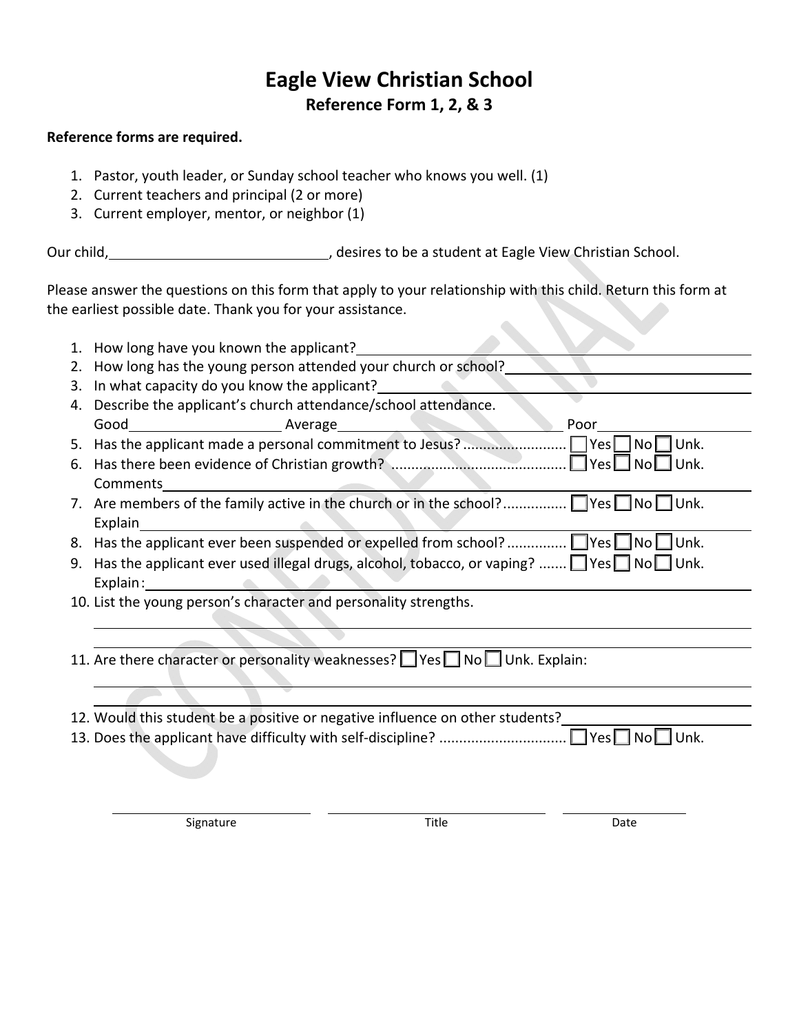# Eagle View Christian School

## Reference Form 1, 2, & 3

**Reference forms are required.**

1. Pastor, youth leader, or Sunday school teacher who knows you well. (1)
2. Current teachers and principal (2 or more)
3. Current employer, mentor, or neighbor (1)

Our child, ____________________________, desires to be a student at Eagle View Christian School.

Please answer the questions on this form that apply to your relationship with this child. Return this form at the earliest possible date. Thank you for your assistance.

1. How long have you known the applicant? ____________________________
2. How long has the young person attended your church or school? ____________________________
3. In what capacity do you know the applicant? ____________________________
4. Describe the applicant's church attendance/school attendance.
   Good ____________ Average ____________ Poor ____________
5. Has the applicant made a personal commitment to Jesus? .......................... ☐ Yes ☐ No ☐ Unk.
6. Has there been evidence of Christian growth? ........................................... ☐ Yes ☐ No ☐ Unk.
   Comments ____________________________
7. Are members of the family active in the church or in the school? ................ ☐ Yes ☐ No ☐ Unk.
   Explain ____________________________
8. Has the applicant ever been suspended or expelled from school? .............. ☐ Yes ☐ No ☐ Unk.
9. Has the applicant ever used illegal drugs, alcohol, tobacco, or vaping? ....... ☐ Yes ☐ No ☐ Unk.
   Explain: ____________________________
10. List the young person's character and personality strengths.
    ____________________________
    ____________________________
11. Are there character or personality weaknesses? ☐ Yes ☐ No ☐ Unk. Explain:
    ____________________________
    ____________________________
12. Would this student be a positive or negative influence on other students? ____________________________
13. Does the applicant have difficulty with self-discipline? ................................ ☐ Yes ☐ No ☐ Unk.

| | | |
|---|---|---|
| ____________________ | ____________________ | ____________ |
| Signature | Title | Date |

CONFIDENTIAL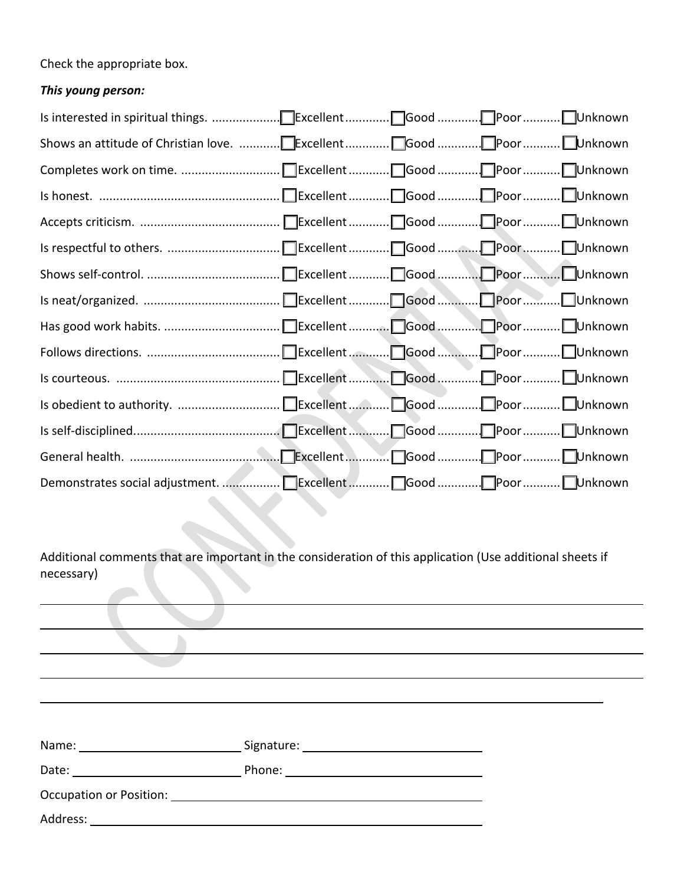Check the appropriate box.

***This young person:***

| | | | | |
|---|---|---|---|---|
| Is interested in spiritual things. | ☐ Excellent | ☐ Good | ☐ Poor | ☐ Unknown |
| Shows an attitude of Christian love. | ☐ Excellent | ☐ Good | ☐ Poor | ☐ Unknown |
| Completes work on time. | ☐ Excellent | ☐ Good | ☐ Poor | ☐ Unknown |
| Is honest. | ☐ Excellent | ☐ Good | ☐ Poor | ☐ Unknown |
| Accepts criticism. | ☐ Excellent | ☐ Good | ☐ Poor | ☐ Unknown |
| Is respectful to others. | ☐ Excellent | ☐ Good | ☐ Poor | ☐ Unknown |
| Shows self-control. | ☐ Excellent | ☐ Good | ☐ Poor | ☐ Unknown |
| Is neat/organized. | ☐ Excellent | ☐ Good | ☐ Poor | ☐ Unknown |
| Has good work habits. | ☐ Excellent | ☐ Good | ☐ Poor | ☐ Unknown |
| Follows directions. | ☐ Excellent | ☐ Good | ☐ Poor | ☐ Unknown |
| Is courteous. | ☐ Excellent | ☐ Good | ☐ Poor | ☐ Unknown |
| Is obedient to authority. | ☐ Excellent | ☐ Good | ☐ Poor | ☐ Unknown |
| Is self-disciplined. | ☐ Excellent | ☐ Good | ☐ Poor | ☐ Unknown |
| General health. | ☐ Excellent | ☐ Good | ☐ Poor | ☐ Unknown |
| Demonstrates social adjustment. | ☐ Excellent | ☐ Good | ☐ Poor | ☐ Unknown |

Additional comments that are important in the consideration of this application (Use additional sheets if necessary)

______________________________________________________________________

______________________________________________________________________

______________________________________________________________________

______________________________________________________________________

______________________________________________________________________

Name: ______________________ Signature: ______________________

Date: ______________________ Phone: ______________________

Occupation or Position: ______________________________________

Address: ______________________________________________